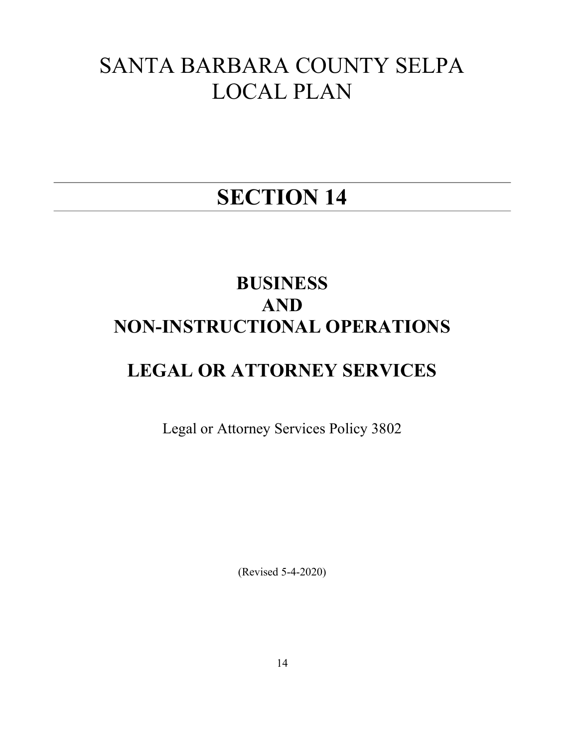# SANTA BARBARA COUNTY SELPA LOCAL PLAN

---

# SECTION 14

---

## BUSINESS AND NON-INSTRUCTIONAL OPERATIONS

## LEGAL OR ATTORNEY SERVICES

Legal or Attorney Services Policy 3802

(Revised 5-4-2020)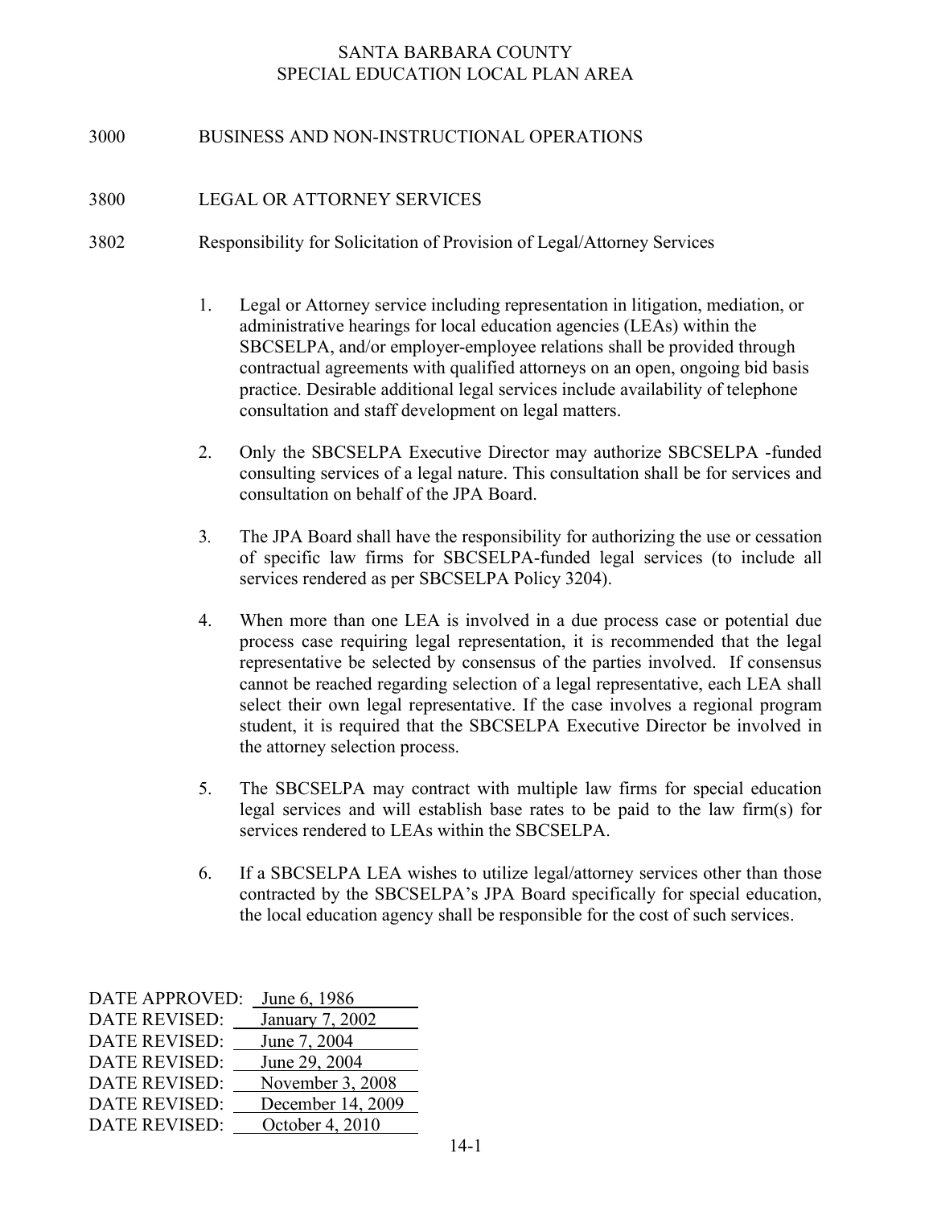SANTA BARBARA COUNTY
SPECIAL EDUCATION LOCAL PLAN AREA

# 3000 BUSINESS AND NON-INSTRUCTIONAL OPERATIONS

## 3800 LEGAL OR ATTORNEY SERVICES

### 3802 Responsibility for Solicitation of Provision of Legal/Attorney Services

1. Legal or Attorney service including representation in litigation, mediation, or administrative hearings for local education agencies (LEAs) within the SBCSELPA, and/or employer-employee relations shall be provided through contractual agreements with qualified attorneys on an open, ongoing bid basis practice. Desirable additional legal services include availability of telephone consultation and staff development on legal matters.

2. Only the SBCSELPA Executive Director may authorize SBCSELPA -funded consulting services of a legal nature. This consultation shall be for services and consultation on behalf of the JPA Board.

3. The JPA Board shall have the responsibility for authorizing the use or cessation of specific law firms for SBCSELPA-funded legal services (to include all services rendered as per SBCSELPA Policy 3204).

4. When more than one LEA is involved in a due process case or potential due process case requiring legal representation, it is recommended that the legal representative be selected by consensus of the parties involved. If consensus cannot be reached regarding selection of a legal representative, each LEA shall select their own legal representative. If the case involves a regional program student, it is required that the SBCSELPA Executive Director be involved in the attorney selection process.

5. The SBCSELPA may contract with multiple law firms for special education legal services and will establish base rates to be paid to the law firm(s) for services rendered to LEAs within the SBCSELPA.

6. If a SBCSELPA LEA wishes to utilize legal/attorney services other than those contracted by the SBCSELPA's JPA Board specifically for special education, the local education agency shall be responsible for the cost of such services.

DATE APPROVED: June 6, 1986
DATE REVISED: January 7, 2002
DATE REVISED: June 7, 2004
DATE REVISED: June 29, 2004
DATE REVISED: November 3, 2008
DATE REVISED: December 14, 2009
DATE REVISED: October 4, 2010